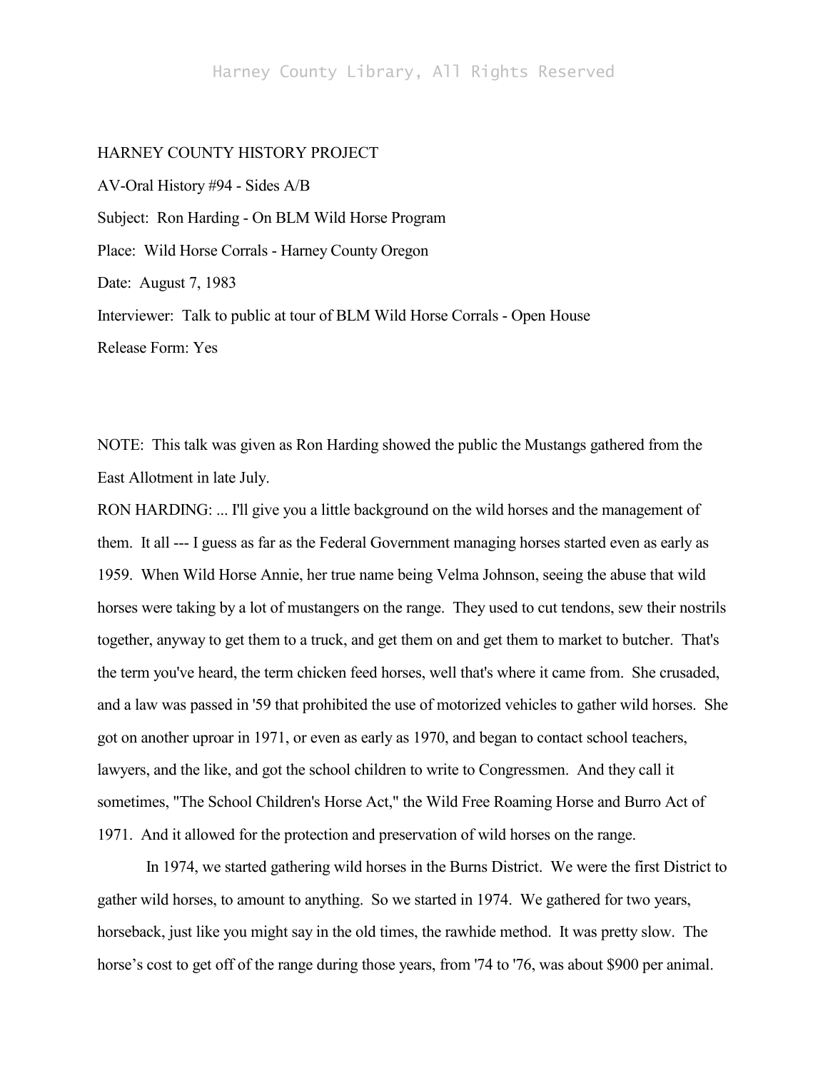HARNEY COUNTY HISTORY PROJECT

AV-Oral History #94 - Sides A/B

Subject: Ron Harding - On BLM Wild Horse Program

Place: Wild Horse Corrals - Harney County Oregon

Date: August 7, 1983

Interviewer: Talk to public at tour of BLM Wild Horse Corrals - Open House

Release Form: Yes

NOTE: This talk was given as Ron Harding showed the public the Mustangs gathered from the East Allotment in late July.

RON HARDING: ... I'll give you a little background on the wild horses and the management of them. It all --- I guess as far as the Federal Government managing horses started even as early as 1959. When Wild Horse Annie, her true name being Velma Johnson, seeing the abuse that wild horses were taking by a lot of mustangers on the range. They used to cut tendons, sew their nostrils together, anyway to get them to a truck, and get them on and get them to market to butcher. That's the term you've heard, the term chicken feed horses, well that's where it came from. She crusaded, and a law was passed in '59 that prohibited the use of motorized vehicles to gather wild horses. She got on another uproar in 1971, or even as early as 1970, and began to contact school teachers, lawyers, and the like, and got the school children to write to Congressmen. And they call it sometimes, "The School Children's Horse Act," the Wild Free Roaming Horse and Burro Act of 1971. And it allowed for the protection and preservation of wild horses on the range.

In 1974, we started gathering wild horses in the Burns District. We were the first District to gather wild horses, to amount to anything. So we started in 1974. We gathered for two years, horseback, just like you might say in the old times, the rawhide method. It was pretty slow. The horse's cost to get off of the range during those years, from '74 to '76, was about $900 per animal.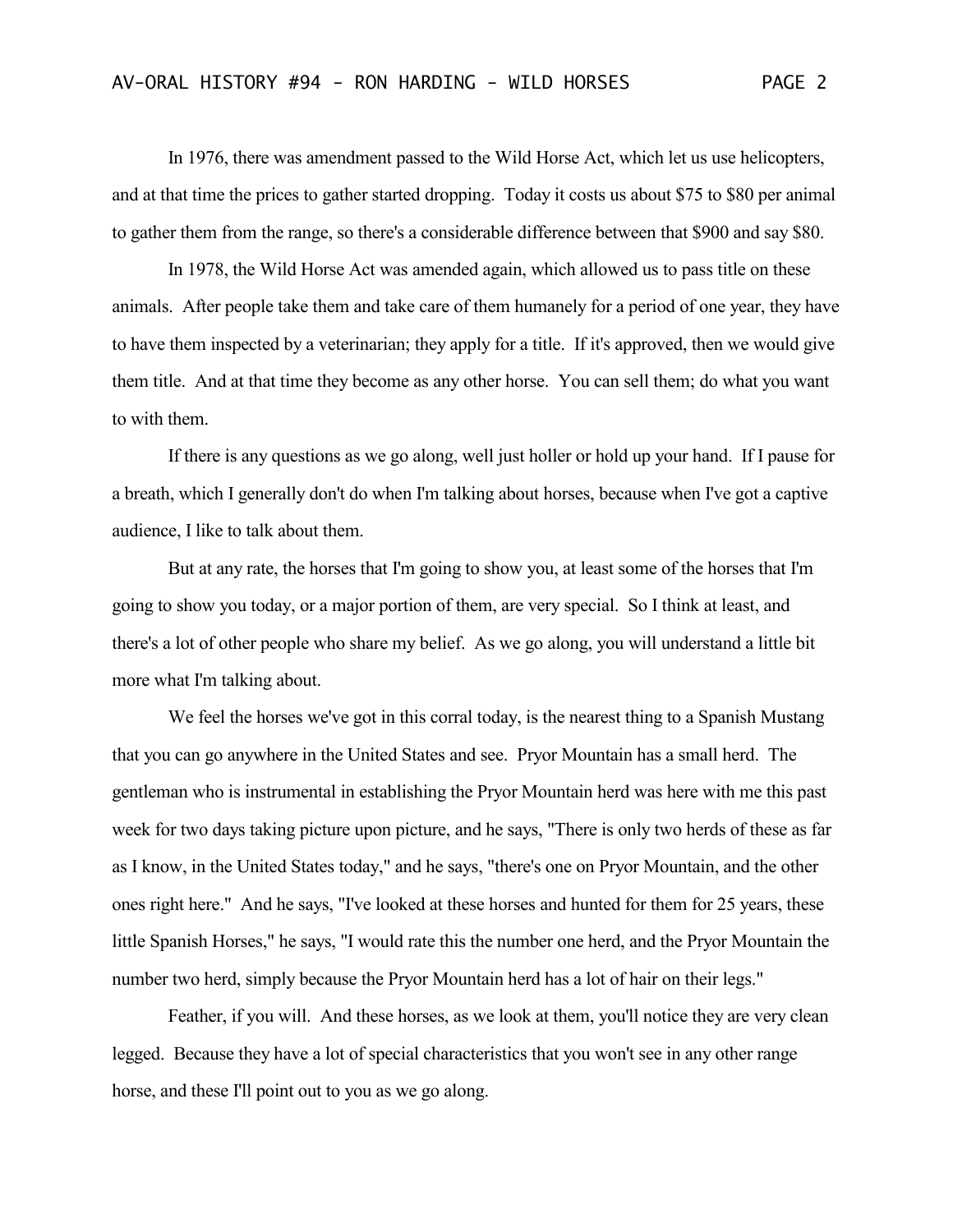In 1976, there was amendment passed to the Wild Horse Act, which let us use helicopters, and at that time the prices to gather started dropping. Today it costs us about $75 to $80 per animal to gather them from the range, so there's a considerable difference between that $900 and say $80.

In 1978, the Wild Horse Act was amended again, which allowed us to pass title on these animals. After people take them and take care of them humanely for a period of one year, they have to have them inspected by a veterinarian; they apply for a title. If it's approved, then we would give them title. And at that time they become as any other horse. You can sell them; do what you want to with them.

If there is any questions as we go along, well just holler or hold up your hand. If I pause for a breath, which I generally don't do when I'm talking about horses, because when I've got a captive audience, I like to talk about them.

But at any rate, the horses that I'm going to show you, at least some of the horses that I'm going to show you today, or a major portion of them, are very special. So I think at least, and there's a lot of other people who share my belief. As we go along, you will understand a little bit more what I'm talking about.

We feel the horses we've got in this corral today, is the nearest thing to a Spanish Mustang that you can go anywhere in the United States and see. Pryor Mountain has a small herd. The gentleman who is instrumental in establishing the Pryor Mountain herd was here with me this past week for two days taking picture upon picture, and he says, "There is only two herds of these as far as I know, in the United States today," and he says, "there's one on Pryor Mountain, and the other ones right here." And he says, "I've looked at these horses and hunted for them for 25 years, these little Spanish Horses," he says, "I would rate this the number one herd, and the Pryor Mountain the number two herd, simply because the Pryor Mountain herd has a lot of hair on their legs."

Feather, if you will. And these horses, as we look at them, you'll notice they are very clean legged. Because they have a lot of special characteristics that you won't see in any other range horse, and these I'll point out to you as we go along.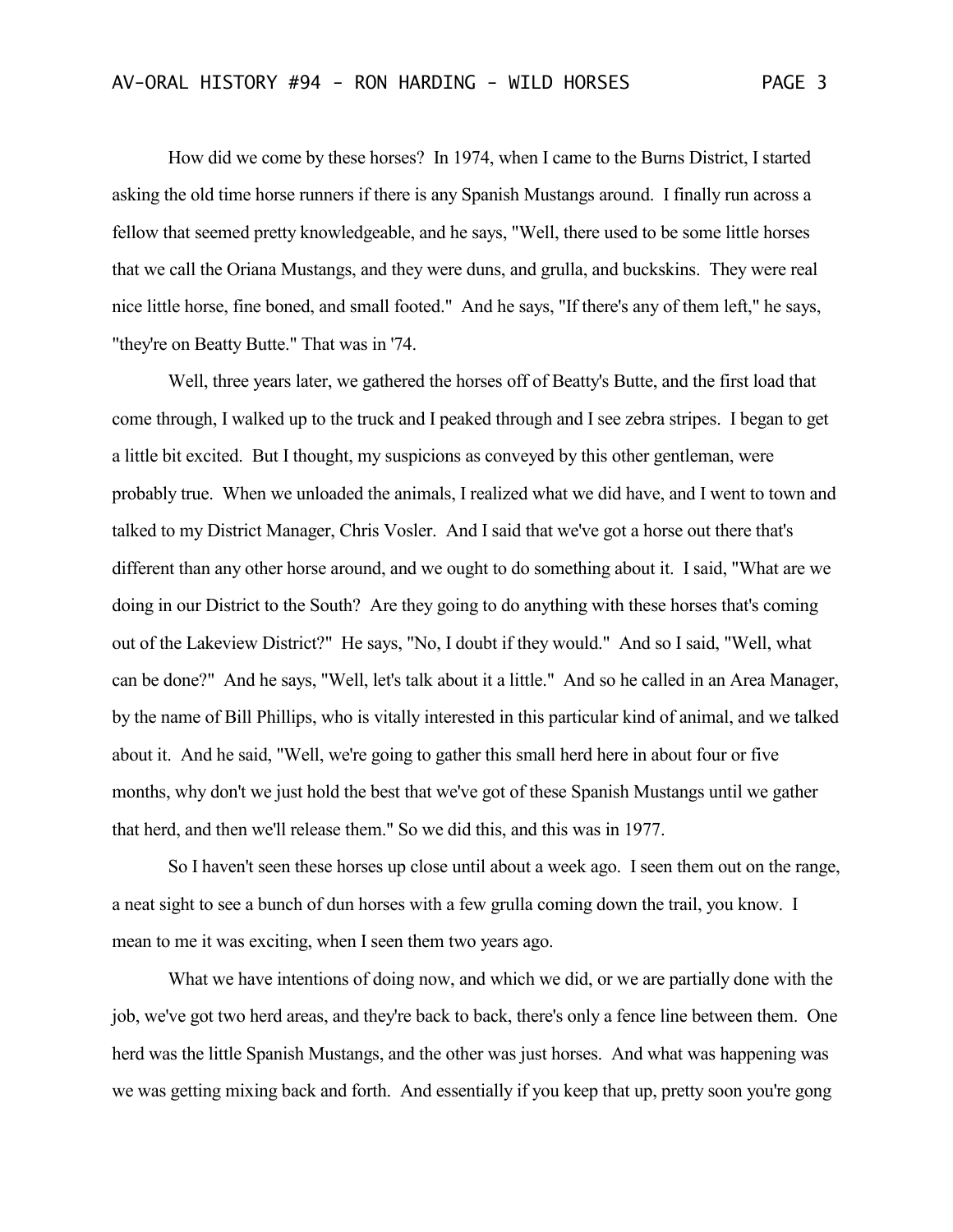How did we come by these horses? In 1974, when I came to the Burns District, I started asking the old time horse runners if there is any Spanish Mustangs around. I finally run across a fellow that seemed pretty knowledgeable, and he says, "Well, there used to be some little horses that we call the Oriana Mustangs, and they were duns, and grulla, and buckskins. They were real nice little horse, fine boned, and small footed." And he says, "If there's any of them left," he says, "they're on Beatty Butte." That was in '74.

Well, three years later, we gathered the horses off of Beatty's Butte, and the first load that come through, I walked up to the truck and I peaked through and I see zebra stripes. I began to get a little bit excited. But I thought, my suspicions as conveyed by this other gentleman, were probably true. When we unloaded the animals, I realized what we did have, and I went to town and talked to my District Manager, Chris Vosler. And I said that we've got a horse out there that's different than any other horse around, and we ought to do something about it. I said, "What are we doing in our District to the South? Are they going to do anything with these horses that's coming out of the Lakeview District?" He says, "No, I doubt if they would." And so I said, "Well, what can be done?" And he says, "Well, let's talk about it a little." And so he called in an Area Manager, by the name of Bill Phillips, who is vitally interested in this particular kind of animal, and we talked about it. And he said, "Well, we're going to gather this small herd here in about four or five months, why don't we just hold the best that we've got of these Spanish Mustangs until we gather that herd, and then we'll release them." So we did this, and this was in 1977.

So I haven't seen these horses up close until about a week ago. I seen them out on the range, a neat sight to see a bunch of dun horses with a few grulla coming down the trail, you know. I mean to me it was exciting, when I seen them two years ago.

What we have intentions of doing now, and which we did, or we are partially done with the job, we've got two herd areas, and they're back to back, there's only a fence line between them. One herd was the little Spanish Mustangs, and the other was just horses. And what was happening was we was getting mixing back and forth. And essentially if you keep that up, pretty soon you're gong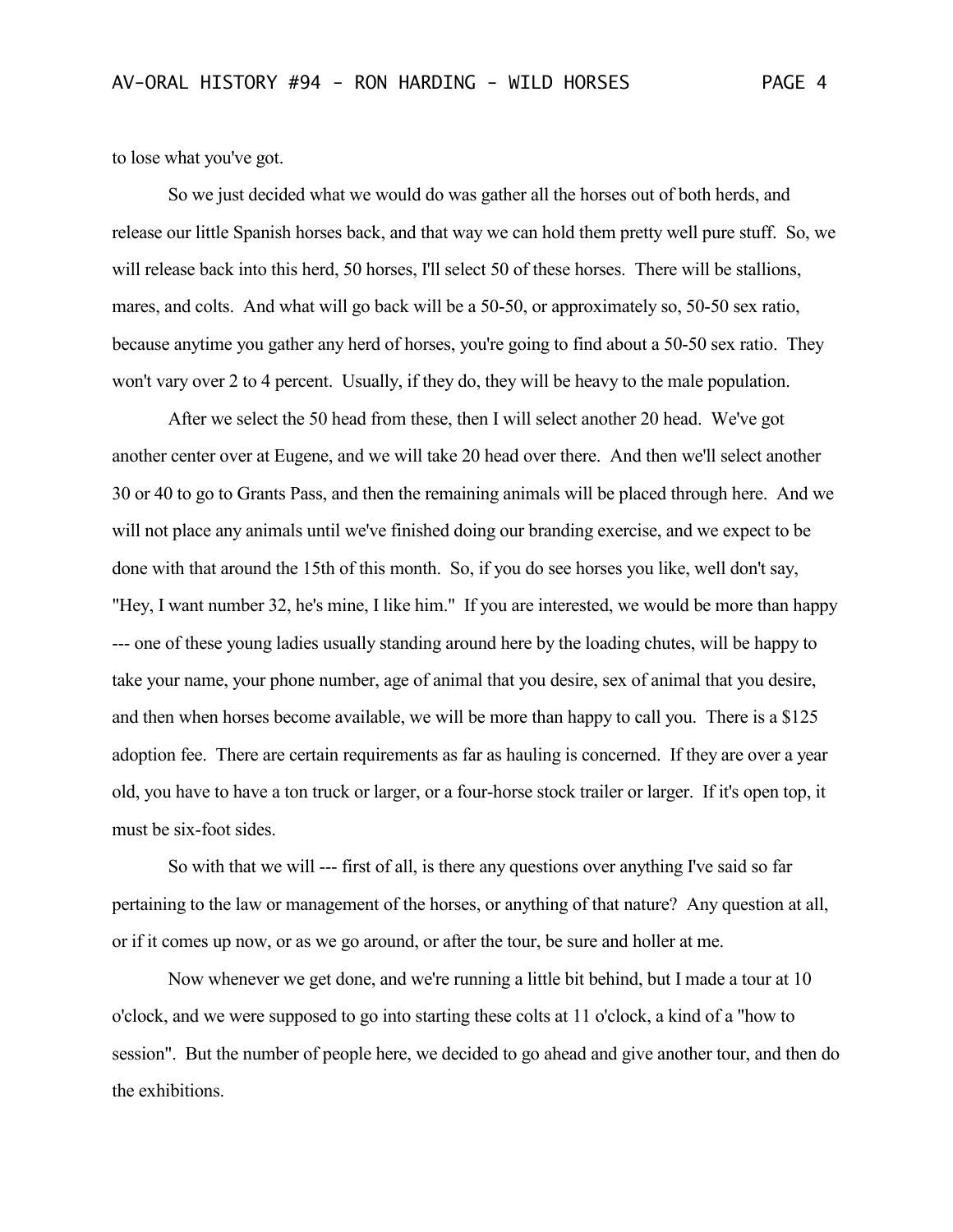to lose what you've got.

So we just decided what we would do was gather all the horses out of both herds, and release our little Spanish horses back, and that way we can hold them pretty well pure stuff. So, we will release back into this herd, 50 horses, I'll select 50 of these horses. There will be stallions, mares, and colts. And what will go back will be a 50-50, or approximately so, 50-50 sex ratio, because anytime you gather any herd of horses, you're going to find about a 50-50 sex ratio. They won't vary over 2 to 4 percent. Usually, if they do, they will be heavy to the male population.

After we select the 50 head from these, then I will select another 20 head. We've got another center over at Eugene, and we will take 20 head over there. And then we'll select another 30 or 40 to go to Grants Pass, and then the remaining animals will be placed through here. And we will not place any animals until we've finished doing our branding exercise, and we expect to be done with that around the 15th of this month. So, if you do see horses you like, well don't say, "Hey, I want number 32, he's mine, I like him." If you are interested, we would be more than happy --- one of these young ladies usually standing around here by the loading chutes, will be happy to take your name, your phone number, age of animal that you desire, sex of animal that you desire, and then when horses become available, we will be more than happy to call you. There is a $125 adoption fee. There are certain requirements as far as hauling is concerned. If they are over a year old, you have to have a ton truck or larger, or a four-horse stock trailer or larger. If it's open top, it must be six-foot sides.

So with that we will --- first of all, is there any questions over anything I've said so far pertaining to the law or management of the horses, or anything of that nature? Any question at all, or if it comes up now, or as we go around, or after the tour, be sure and holler at me.

Now whenever we get done, and we're running a little bit behind, but I made a tour at 10 o'clock, and we were supposed to go into starting these colts at 11 o'clock, a kind of a "how to session". But the number of people here, we decided to go ahead and give another tour, and then do the exhibitions.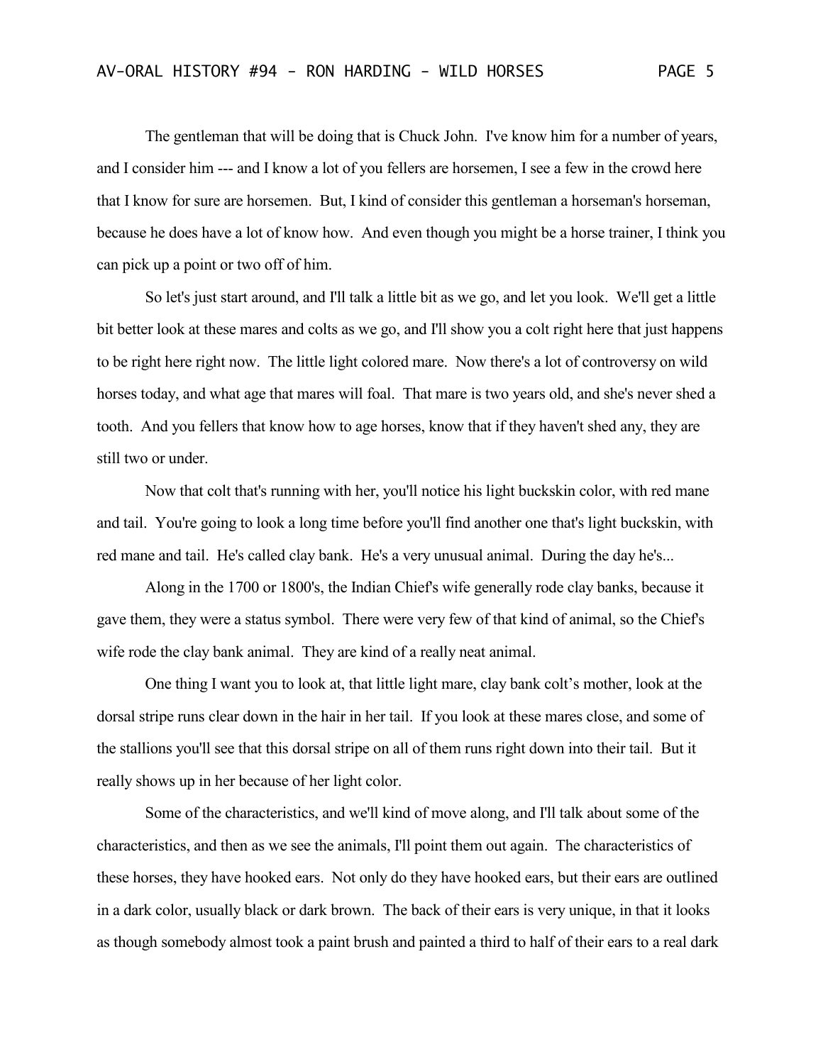The gentleman that will be doing that is Chuck John. I've know him for a number of years, and I consider him --- and I know a lot of you fellers are horsemen, I see a few in the crowd here that I know for sure are horsemen. But, I kind of consider this gentleman a horseman's horseman, because he does have a lot of know how. And even though you might be a horse trainer, I think you can pick up a point or two off of him.

So let's just start around, and I'll talk a little bit as we go, and let you look. We'll get a little bit better look at these mares and colts as we go, and I'll show you a colt right here that just happens to be right here right now. The little light colored mare. Now there's a lot of controversy on wild horses today, and what age that mares will foal. That mare is two years old, and she's never shed a tooth. And you fellers that know how to age horses, know that if they haven't shed any, they are still two or under.

Now that colt that's running with her, you'll notice his light buckskin color, with red mane and tail. You're going to look a long time before you'll find another one that's light buckskin, with red mane and tail. He's called clay bank. He's a very unusual animal. During the day he's...

Along in the 1700 or 1800's, the Indian Chief's wife generally rode clay banks, because it gave them, they were a status symbol. There were very few of that kind of animal, so the Chief's wife rode the clay bank animal. They are kind of a really neat animal.

One thing I want you to look at, that little light mare, clay bank colt's mother, look at the dorsal stripe runs clear down in the hair in her tail. If you look at these mares close, and some of the stallions you'll see that this dorsal stripe on all of them runs right down into their tail. But it really shows up in her because of her light color.

Some of the characteristics, and we'll kind of move along, and I'll talk about some of the characteristics, and then as we see the animals, I'll point them out again. The characteristics of these horses, they have hooked ears. Not only do they have hooked ears, but their ears are outlined in a dark color, usually black or dark brown. The back of their ears is very unique, in that it looks as though somebody almost took a paint brush and painted a third to half of their ears to a real dark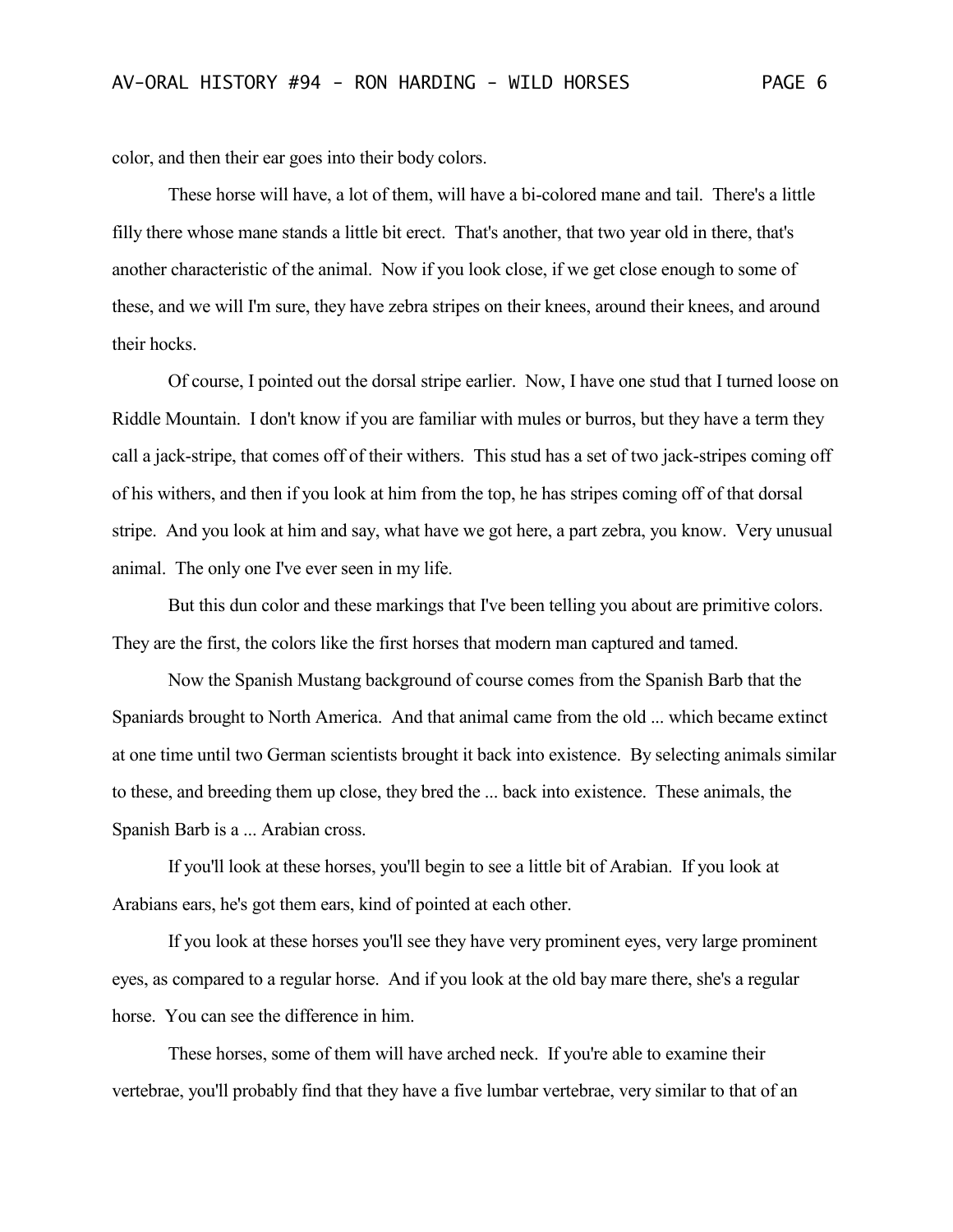color, and then their ear goes into their body colors.

These horse will have, a lot of them, will have a bi-colored mane and tail. There's a little filly there whose mane stands a little bit erect. That's another, that two year old in there, that's another characteristic of the animal. Now if you look close, if we get close enough to some of these, and we will I'm sure, they have zebra stripes on their knees, around their knees, and around their hocks.

Of course, I pointed out the dorsal stripe earlier. Now, I have one stud that I turned loose on Riddle Mountain. I don't know if you are familiar with mules or burros, but they have a term they call a jack-stripe, that comes off of their withers. This stud has a set of two jack-stripes coming off of his withers, and then if you look at him from the top, he has stripes coming off of that dorsal stripe. And you look at him and say, what have we got here, a part zebra, you know. Very unusual animal. The only one I've ever seen in my life.

But this dun color and these markings that I've been telling you about are primitive colors. They are the first, the colors like the first horses that modern man captured and tamed.

Now the Spanish Mustang background of course comes from the Spanish Barb that the Spaniards brought to North America. And that animal came from the old ... which became extinct at one time until two German scientists brought it back into existence. By selecting animals similar to these, and breeding them up close, they bred the ... back into existence. These animals, the Spanish Barb is a ... Arabian cross.

If you'll look at these horses, you'll begin to see a little bit of Arabian. If you look at Arabians ears, he's got them ears, kind of pointed at each other.

If you look at these horses you'll see they have very prominent eyes, very large prominent eyes, as compared to a regular horse. And if you look at the old bay mare there, she's a regular horse. You can see the difference in him.

These horses, some of them will have arched neck. If you're able to examine their vertebrae, you'll probably find that they have a five lumbar vertebrae, very similar to that of an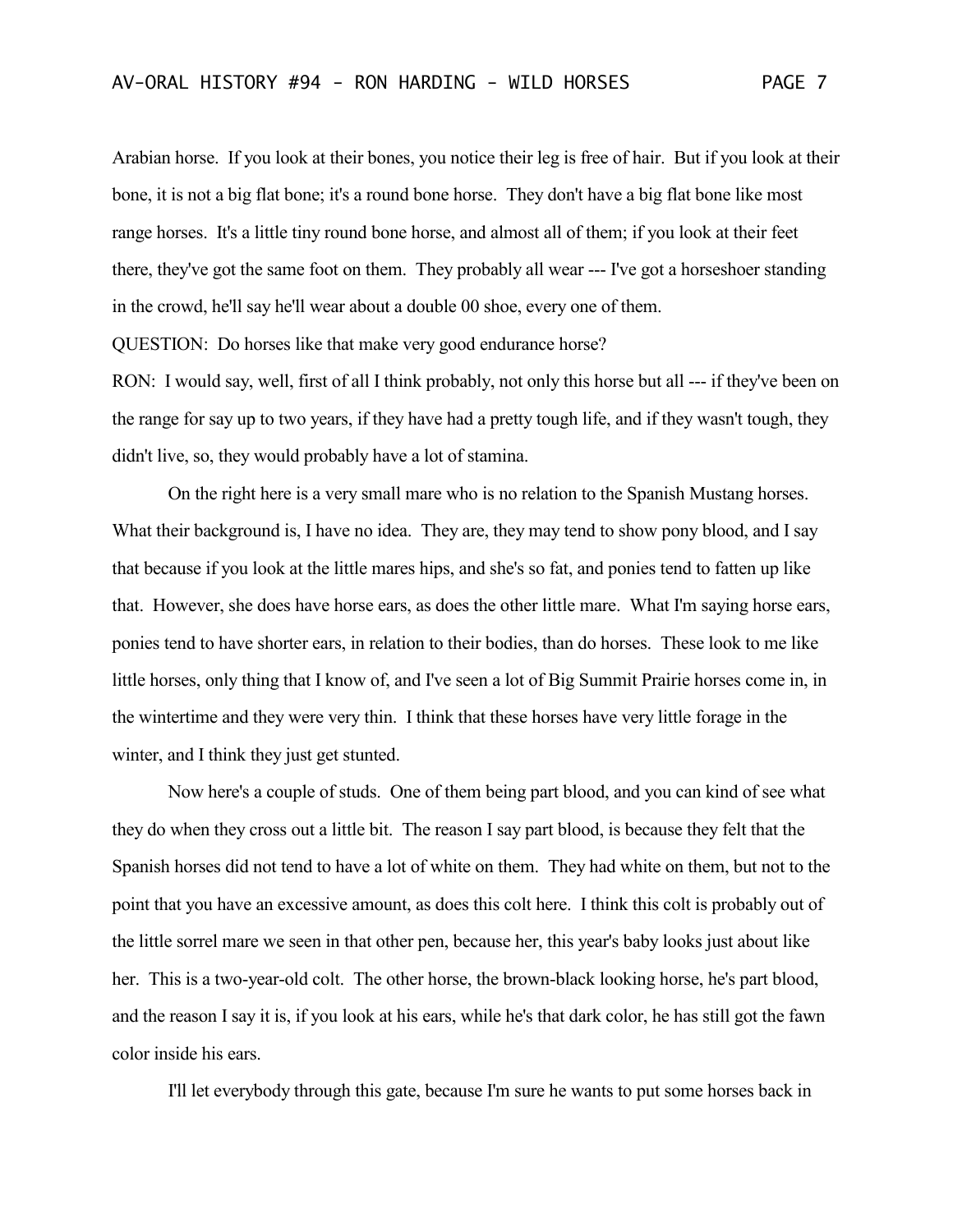Arabian horse. If you look at their bones, you notice their leg is free of hair. But if you look at their bone, it is not a big flat bone; it's a round bone horse. They don't have a big flat bone like most range horses. It's a little tiny round bone horse, and almost all of them; if you look at their feet there, they've got the same foot on them. They probably all wear --- I've got a horseshoer standing in the crowd, he'll say he'll wear about a double 00 shoe, every one of them.

QUESTION: Do horses like that make very good endurance horse?

RON: I would say, well, first of all I think probably, not only this horse but all --- if they've been on the range for say up to two years, if they have had a pretty tough life, and if they wasn't tough, they didn't live, so, they would probably have a lot of stamina.

On the right here is a very small mare who is no relation to the Spanish Mustang horses. What their background is, I have no idea. They are, they may tend to show pony blood, and I say that because if you look at the little mares hips, and she's so fat, and ponies tend to fatten up like that. However, she does have horse ears, as does the other little mare. What I'm saying horse ears, ponies tend to have shorter ears, in relation to their bodies, than do horses. These look to me like little horses, only thing that I know of, and I've seen a lot of Big Summit Prairie horses come in, in the wintertime and they were very thin. I think that these horses have very little forage in the winter, and I think they just get stunted.

Now here's a couple of studs. One of them being part blood, and you can kind of see what they do when they cross out a little bit. The reason I say part blood, is because they felt that the Spanish horses did not tend to have a lot of white on them. They had white on them, but not to the point that you have an excessive amount, as does this colt here. I think this colt is probably out of the little sorrel mare we seen in that other pen, because her, this year's baby looks just about like her. This is a two-year-old colt. The other horse, the brown-black looking horse, he's part blood, and the reason I say it is, if you look at his ears, while he's that dark color, he has still got the fawn color inside his ears.

I'll let everybody through this gate, because I'm sure he wants to put some horses back in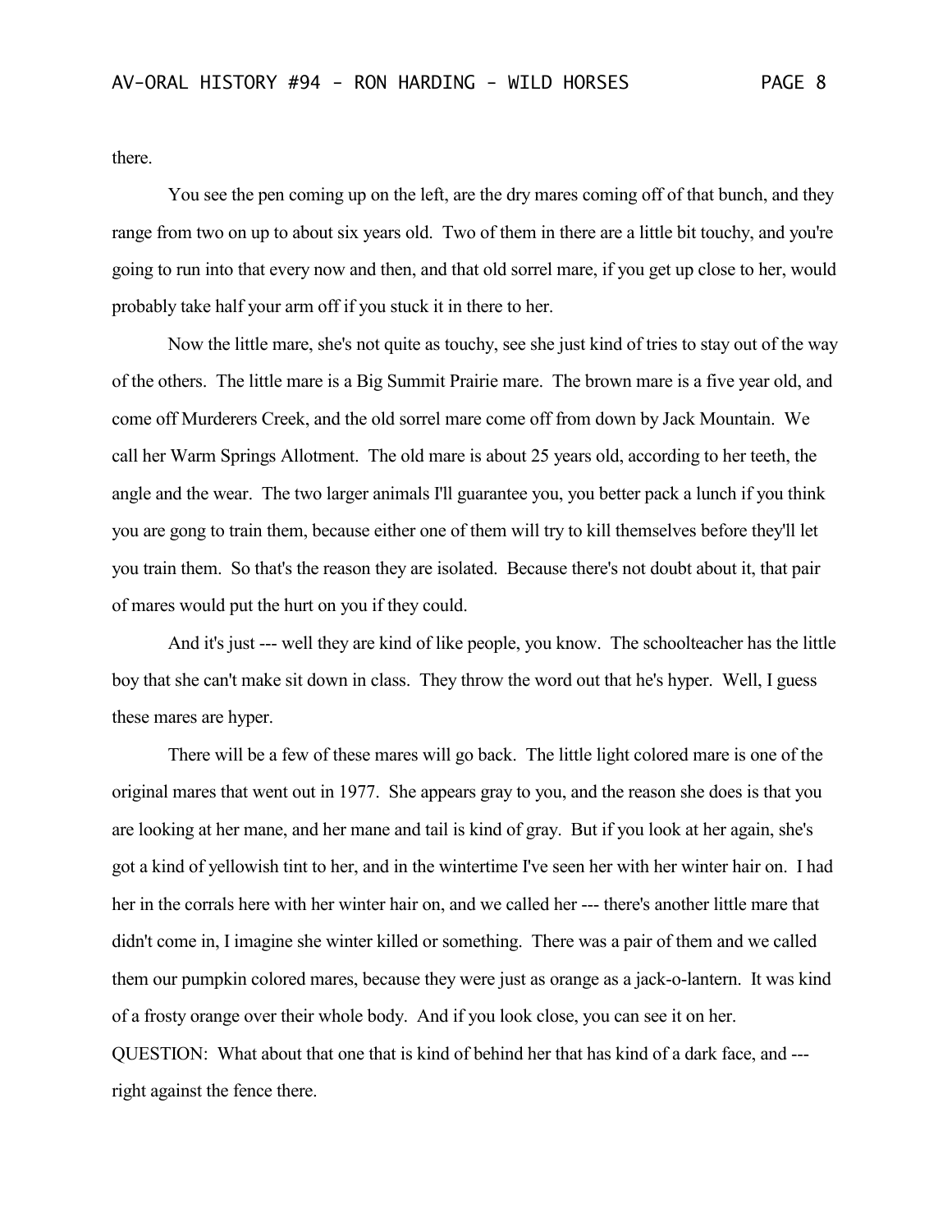there.

You see the pen coming up on the left, are the dry mares coming off of that bunch, and they range from two on up to about six years old. Two of them in there are a little bit touchy, and you're going to run into that every now and then, and that old sorrel mare, if you get up close to her, would probably take half your arm off if you stuck it in there to her.

Now the little mare, she's not quite as touchy, see she just kind of tries to stay out of the way of the others. The little mare is a Big Summit Prairie mare. The brown mare is a five year old, and come off Murderers Creek, and the old sorrel mare come off from down by Jack Mountain. We call her Warm Springs Allotment. The old mare is about 25 years old, according to her teeth, the angle and the wear. The two larger animals I'll guarantee you, you better pack a lunch if you think you are gong to train them, because either one of them will try to kill themselves before they'll let you train them. So that's the reason they are isolated. Because there's not doubt about it, that pair of mares would put the hurt on you if they could.

And it's just --- well they are kind of like people, you know. The schoolteacher has the little boy that she can't make sit down in class. They throw the word out that he's hyper. Well, I guess these mares are hyper.

There will be a few of these mares will go back. The little light colored mare is one of the original mares that went out in 1977. She appears gray to you, and the reason she does is that you are looking at her mane, and her mane and tail is kind of gray. But if you look at her again, she's got a kind of yellowish tint to her, and in the wintertime I've seen her with her winter hair on. I had her in the corrals here with her winter hair on, and we called her --- there's another little mare that didn't come in, I imagine she winter killed or something. There was a pair of them and we called them our pumpkin colored mares, because they were just as orange as a jack-o-lantern. It was kind of a frosty orange over their whole body. And if you look close, you can see it on her.

QUESTION: What about that one that is kind of behind her that has kind of a dark face, and --- right against the fence there.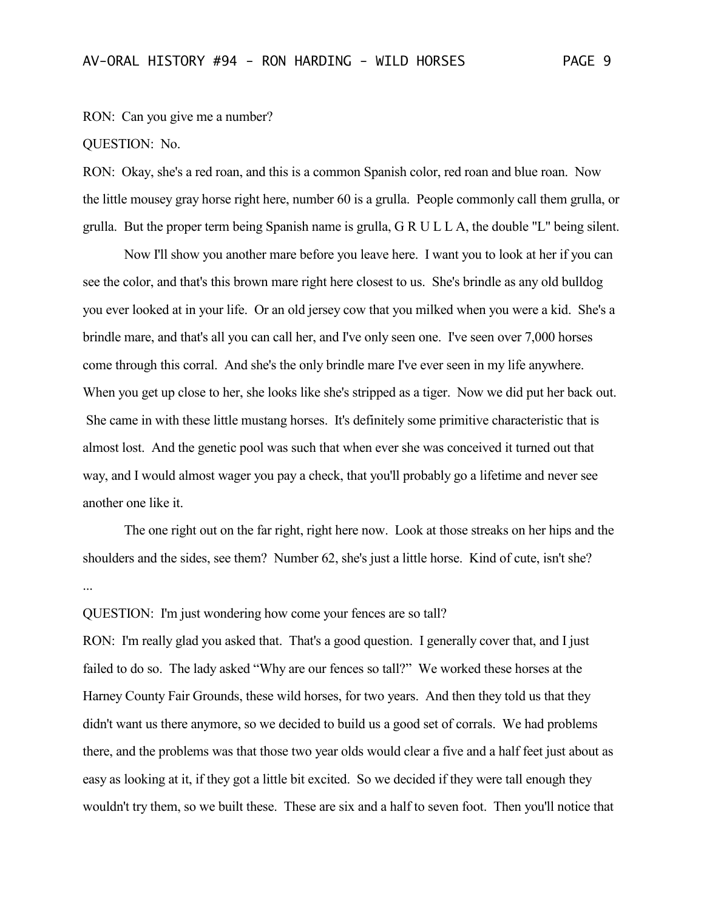RON: Can you give me a number?

QUESTION: No.

RON: Okay, she's a red roan, and this is a common Spanish color, red roan and blue roan. Now the little mousey gray horse right here, number 60 is a grulla. People commonly call them grulla, or grulla. But the proper term being Spanish name is grulla, G R U L L A, the double "L" being silent.

Now I'll show you another mare before you leave here. I want you to look at her if you can see the color, and that's this brown mare right here closest to us. She's brindle as any old bulldog you ever looked at in your life. Or an old jersey cow that you milked when you were a kid. She's a brindle mare, and that's all you can call her, and I've only seen one. I've seen over 7,000 horses come through this corral. And she's the only brindle mare I've ever seen in my life anywhere. When you get up close to her, she looks like she's stripped as a tiger. Now we did put her back out. She came in with these little mustang horses. It's definitely some primitive characteristic that is almost lost. And the genetic pool was such that when ever she was conceived it turned out that way, and I would almost wager you pay a check, that you'll probably go a lifetime and never see another one like it.

The one right out on the far right, right here now. Look at those streaks on her hips and the shoulders and the sides, see them? Number 62, she's just a little horse. Kind of cute, isn't she?

...

QUESTION: I'm just wondering how come your fences are so tall?

RON: I'm really glad you asked that. That's a good question. I generally cover that, and I just failed to do so. The lady asked "Why are our fences so tall?" We worked these horses at the Harney County Fair Grounds, these wild horses, for two years. And then they told us that they didn't want us there anymore, so we decided to build us a good set of corrals. We had problems there, and the problems was that those two year olds would clear a five and a half feet just about as easy as looking at it, if they got a little bit excited. So we decided if they were tall enough they wouldn't try them, so we built these. These are six and a half to seven foot. Then you'll notice that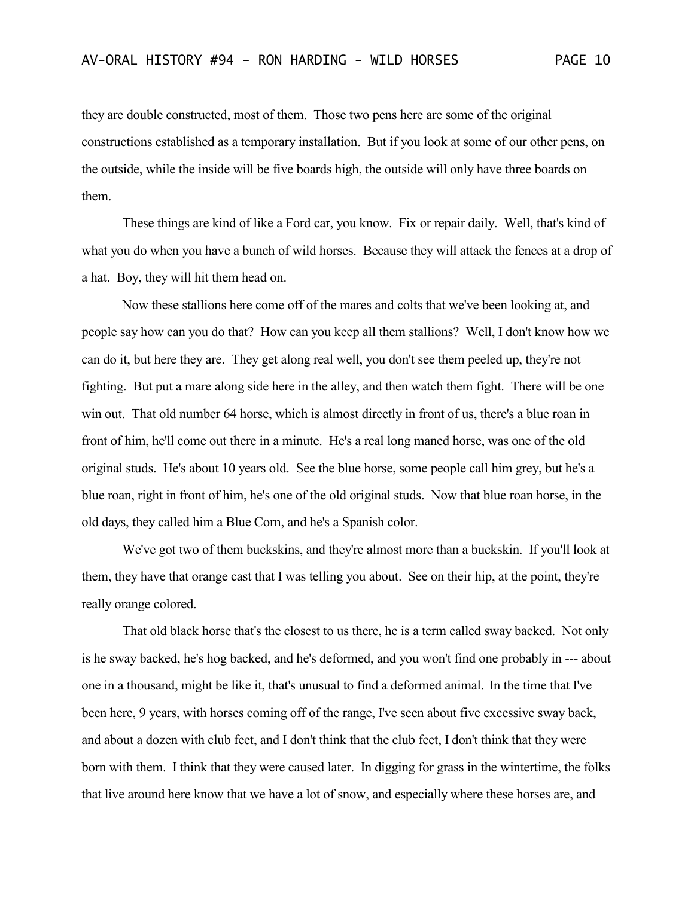they are double constructed, most of them. Those two pens here are some of the original constructions established as a temporary installation. But if you look at some of our other pens, on the outside, while the inside will be five boards high, the outside will only have three boards on them.

These things are kind of like a Ford car, you know. Fix or repair daily. Well, that's kind of what you do when you have a bunch of wild horses. Because they will attack the fences at a drop of a hat. Boy, they will hit them head on.

Now these stallions here come off of the mares and colts that we've been looking at, and people say how can you do that? How can you keep all them stallions? Well, I don't know how we can do it, but here they are. They get along real well, you don't see them peeled up, they're not fighting. But put a mare along side here in the alley, and then watch them fight. There will be one win out. That old number 64 horse, which is almost directly in front of us, there's a blue roan in front of him, he'll come out there in a minute. He's a real long maned horse, was one of the old original studs. He's about 10 years old. See the blue horse, some people call him grey, but he's a blue roan, right in front of him, he's one of the old original studs. Now that blue roan horse, in the old days, they called him a Blue Corn, and he's a Spanish color.

We've got two of them buckskins, and they're almost more than a buckskin. If you'll look at them, they have that orange cast that I was telling you about. See on their hip, at the point, they're really orange colored.

That old black horse that's the closest to us there, he is a term called sway backed. Not only is he sway backed, he's hog backed, and he's deformed, and you won't find one probably in --- about one in a thousand, might be like it, that's unusual to find a deformed animal. In the time that I've been here, 9 years, with horses coming off of the range, I've seen about five excessive sway back, and about a dozen with club feet, and I don't think that the club feet, I don't think that they were born with them. I think that they were caused later. In digging for grass in the wintertime, the folks that live around here know that we have a lot of snow, and especially where these horses are, and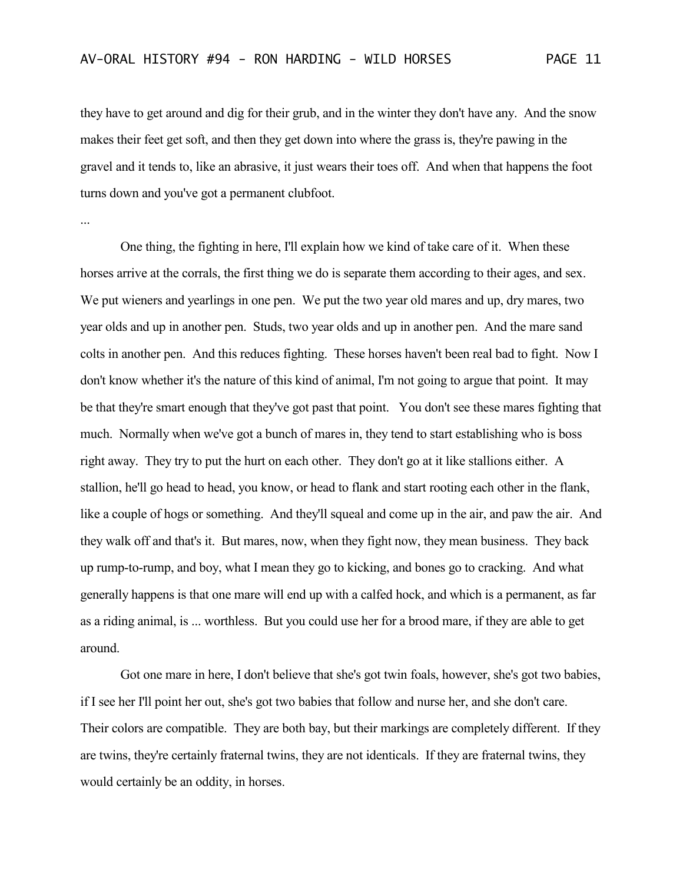they have to get around and dig for their grub, and in the winter they don't have any. And the snow makes their feet get soft, and then they get down into where the grass is, they're pawing in the gravel and it tends to, like an abrasive, it just wears their toes off. And when that happens the foot turns down and you've got a permanent clubfoot.

...

One thing, the fighting in here, I'll explain how we kind of take care of it. When these horses arrive at the corrals, the first thing we do is separate them according to their ages, and sex. We put wieners and yearlings in one pen. We put the two year old mares and up, dry mares, two year olds and up in another pen. Studs, two year olds and up in another pen. And the mare sand colts in another pen. And this reduces fighting. These horses haven't been real bad to fight. Now I don't know whether it's the nature of this kind of animal, I'm not going to argue that point. It may be that they're smart enough that they've got past that point. You don't see these mares fighting that much. Normally when we've got a bunch of mares in, they tend to start establishing who is boss right away. They try to put the hurt on each other. They don't go at it like stallions either. A stallion, he'll go head to head, you know, or head to flank and start rooting each other in the flank, like a couple of hogs or something. And they'll squeal and come up in the air, and paw the air. And they walk off and that's it. But mares, now, when they fight now, they mean business. They back up rump-to-rump, and boy, what I mean they go to kicking, and bones go to cracking. And what generally happens is that one mare will end up with a calfed hock, and which is a permanent, as far as a riding animal, is ... worthless. But you could use her for a brood mare, if they are able to get around.

Got one mare in here, I don't believe that she's got twin foals, however, she's got two babies, if I see her I'll point her out, she's got two babies that follow and nurse her, and she don't care. Their colors are compatible. They are both bay, but their markings are completely different. If they are twins, they're certainly fraternal twins, they are not identicals. If they are fraternal twins, they would certainly be an oddity, in horses.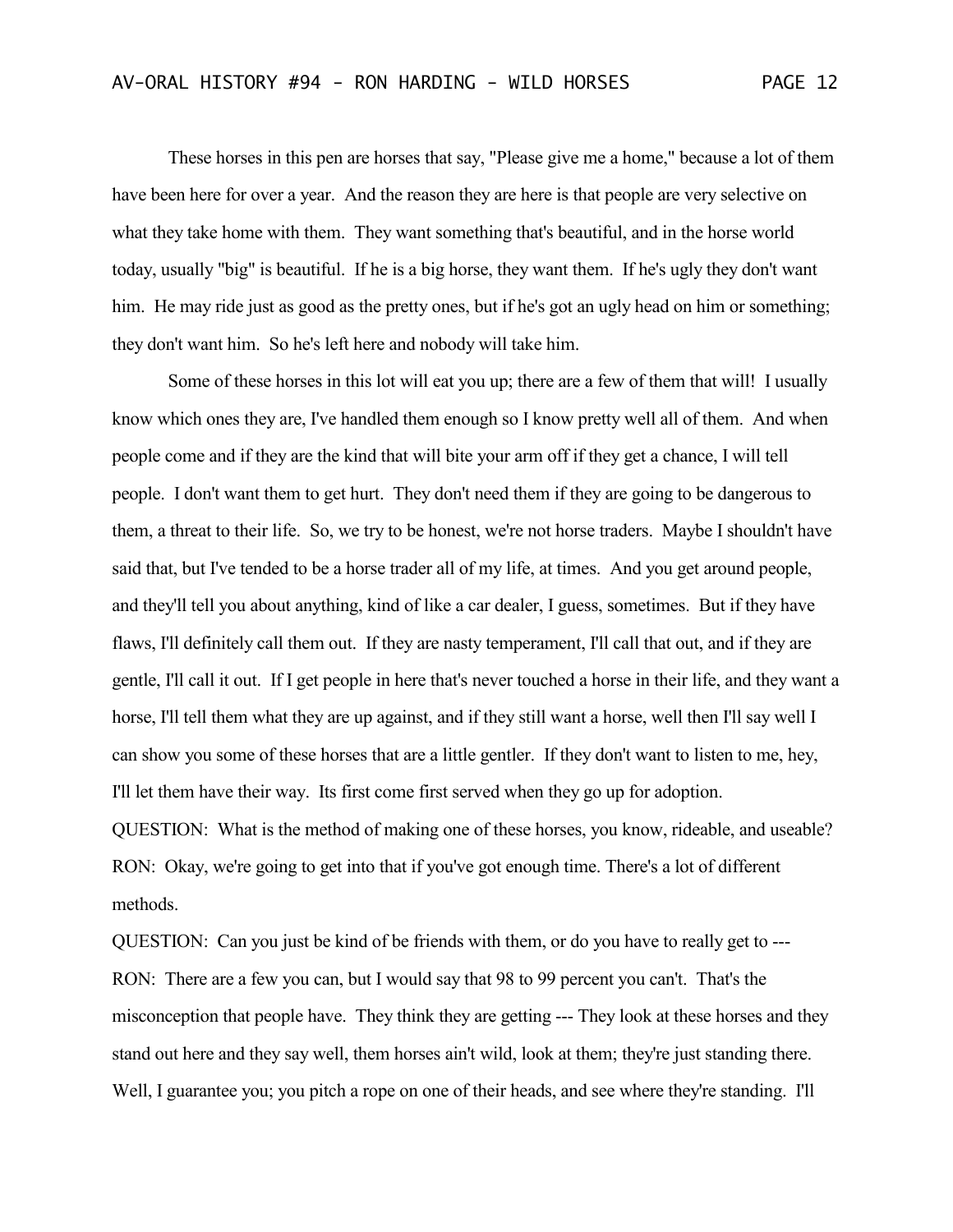These horses in this pen are horses that say, "Please give me a home," because a lot of them have been here for over a year. And the reason they are here is that people are very selective on what they take home with them. They want something that's beautiful, and in the horse world today, usually "big" is beautiful. If he is a big horse, they want them. If he's ugly they don't want him. He may ride just as good as the pretty ones, but if he's got an ugly head on him or something; they don't want him. So he's left here and nobody will take him.

Some of these horses in this lot will eat you up; there are a few of them that will! I usually know which ones they are, I've handled them enough so I know pretty well all of them. And when people come and if they are the kind that will bite your arm off if they get a chance, I will tell people. I don't want them to get hurt. They don't need them if they are going to be dangerous to them, a threat to their life. So, we try to be honest, we're not horse traders. Maybe I shouldn't have said that, but I've tended to be a horse trader all of my life, at times. And you get around people, and they'll tell you about anything, kind of like a car dealer, I guess, sometimes. But if they have flaws, I'll definitely call them out. If they are nasty temperament, I'll call that out, and if they are gentle, I'll call it out. If I get people in here that's never touched a horse in their life, and they want a horse, I'll tell them what they are up against, and if they still want a horse, well then I'll say well I can show you some of these horses that are a little gentler. If they don't want to listen to me, hey, I'll let them have their way. Its first come first served when they go up for adoption.

QUESTION: What is the method of making one of these horses, you know, rideable, and useable?

RON: Okay, we're going to get into that if you've got enough time. There's a lot of different methods.

QUESTION: Can you just be kind of be friends with them, or do you have to really get to ---

RON: There are a few you can, but I would say that 98 to 99 percent you can't. That's the misconception that people have. They think they are getting --- They look at these horses and they stand out here and they say well, them horses ain't wild, look at them; they're just standing there. Well, I guarantee you; you pitch a rope on one of their heads, and see where they're standing. I'll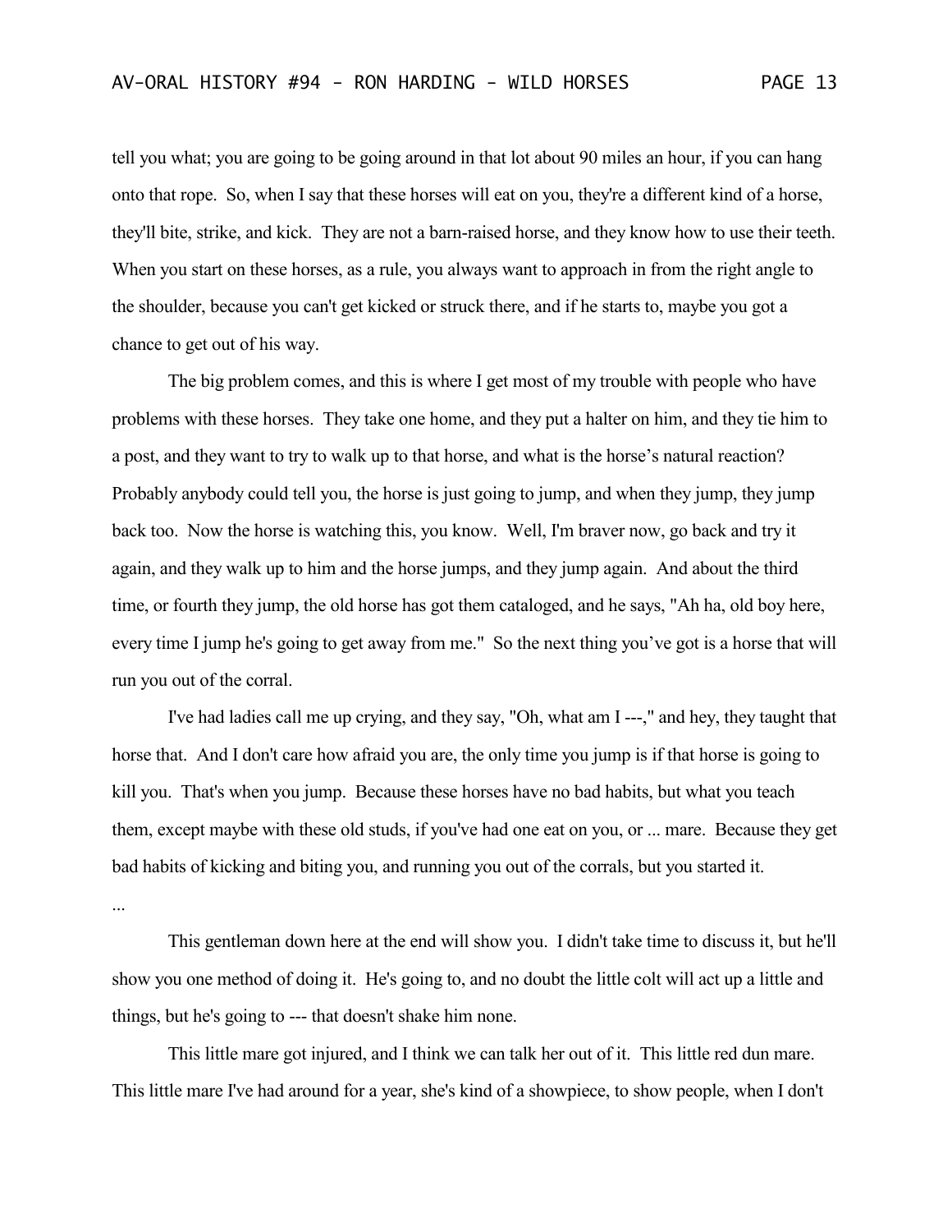tell you what; you are going to be going around in that lot about 90 miles an hour, if you can hang onto that rope. So, when I say that these horses will eat on you, they're a different kind of a horse, they'll bite, strike, and kick. They are not a barn-raised horse, and they know how to use their teeth. When you start on these horses, as a rule, you always want to approach in from the right angle to the shoulder, because you can't get kicked or struck there, and if he starts to, maybe you got a chance to get out of his way.

The big problem comes, and this is where I get most of my trouble with people who have problems with these horses. They take one home, and they put a halter on him, and they tie him to a post, and they want to try to walk up to that horse, and what is the horse's natural reaction? Probably anybody could tell you, the horse is just going to jump, and when they jump, they jump back too. Now the horse is watching this, you know. Well, I'm braver now, go back and try it again, and they walk up to him and the horse jumps, and they jump again. And about the third time, or fourth they jump, the old horse has got them cataloged, and he says, "Ah ha, old boy here, every time I jump he's going to get away from me." So the next thing you've got is a horse that will run you out of the corral.

I've had ladies call me up crying, and they say, "Oh, what am I ---," and hey, they taught that horse that. And I don't care how afraid you are, the only time you jump is if that horse is going to kill you. That's when you jump. Because these horses have no bad habits, but what you teach them, except maybe with these old studs, if you've had one eat on you, or ... mare. Because they get bad habits of kicking and biting you, and running you out of the corrals, but you started it.

...

This gentleman down here at the end will show you. I didn't take time to discuss it, but he'll show you one method of doing it. He's going to, and no doubt the little colt will act up a little and things, but he's going to --- that doesn't shake him none.

This little mare got injured, and I think we can talk her out of it. This little red dun mare. This little mare I've had around for a year, she's kind of a showpiece, to show people, when I don't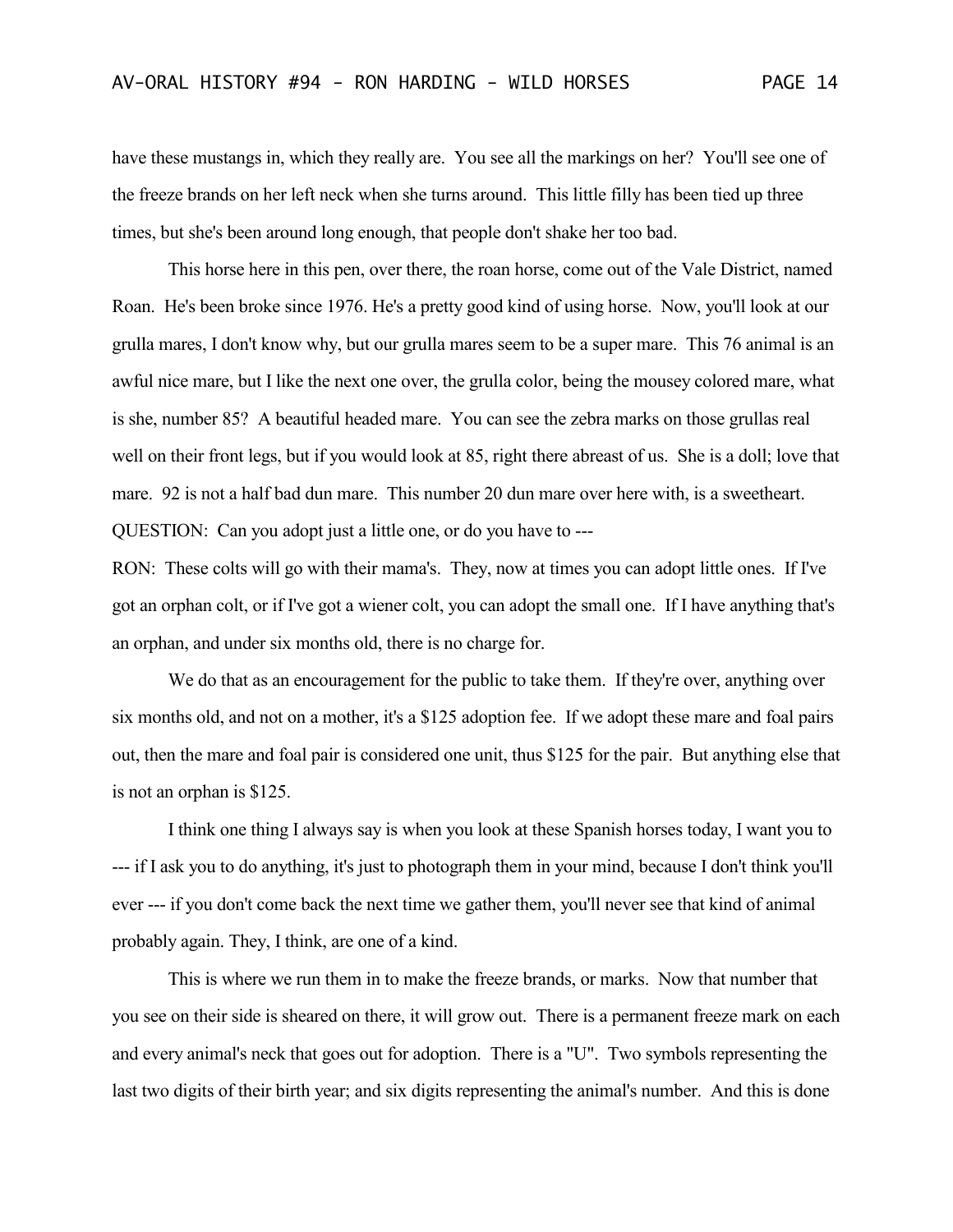have these mustangs in, which they really are. You see all the markings on her? You'll see one of the freeze brands on her left neck when she turns around. This little filly has been tied up three times, but she's been around long enough, that people don't shake her too bad.

This horse here in this pen, over there, the roan horse, come out of the Vale District, named Roan. He's been broke since 1976. He's a pretty good kind of using horse. Now, you'll look at our grulla mares, I don't know why, but our grulla mares seem to be a super mare. This 76 animal is an awful nice mare, but I like the next one over, the grulla color, being the mousey colored mare, what is she, number 85? A beautiful headed mare. You can see the zebra marks on those grullas real well on their front legs, but if you would look at 85, right there abreast of us. She is a doll; love that mare. 92 is not a half bad dun mare. This number 20 dun mare over here with, is a sweetheart.

QUESTION: Can you adopt just a little one, or do you have to ---

RON: These colts will go with their mama's. They, now at times you can adopt little ones. If I've got an orphan colt, or if I've got a wiener colt, you can adopt the small one. If I have anything that's an orphan, and under six months old, there is no charge for.

We do that as an encouragement for the public to take them. If they're over, anything over six months old, and not on a mother, it's a $125 adoption fee. If we adopt these mare and foal pairs out, then the mare and foal pair is considered one unit, thus $125 for the pair. But anything else that is not an orphan is $125.

I think one thing I always say is when you look at these Spanish horses today, I want you to --- if I ask you to do anything, it's just to photograph them in your mind, because I don't think you'll ever --- if you don't come back the next time we gather them, you'll never see that kind of animal probably again. They, I think, are one of a kind.

This is where we run them in to make the freeze brands, or marks. Now that number that you see on their side is sheared on there, it will grow out. There is a permanent freeze mark on each and every animal's neck that goes out for adoption. There is a "U". Two symbols representing the last two digits of their birth year; and six digits representing the animal's number. And this is done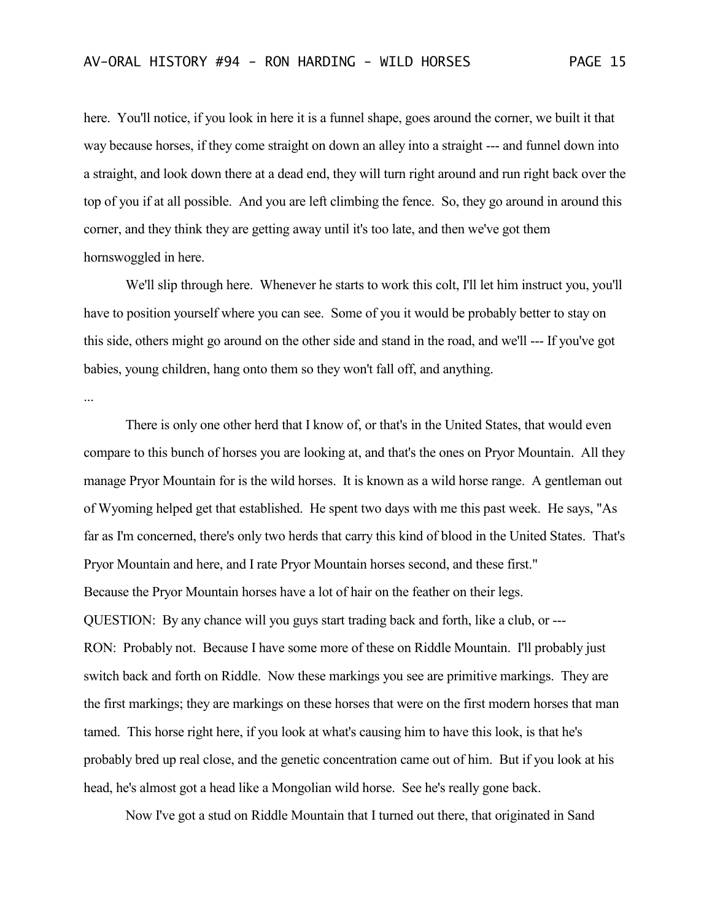here. You'll notice, if you look in here it is a funnel shape, goes around the corner, we built it that way because horses, if they come straight on down an alley into a straight --- and funnel down into a straight, and look down there at a dead end, they will turn right around and run right back over the top of you if at all possible. And you are left climbing the fence. So, they go around in around this corner, and they think they are getting away until it's too late, and then we've got them hornswoggled in here.

We'll slip through here. Whenever he starts to work this colt, I'll let him instruct you, you'll have to position yourself where you can see. Some of you it would be probably better to stay on this side, others might go around on the other side and stand in the road, and we'll --- If you've got babies, young children, hang onto them so they won't fall off, and anything.

...

There is only one other herd that I know of, or that's in the United States, that would even compare to this bunch of horses you are looking at, and that's the ones on Pryor Mountain. All they manage Pryor Mountain for is the wild horses. It is known as a wild horse range. A gentleman out of Wyoming helped get that established. He spent two days with me this past week. He says, "As far as I'm concerned, there's only two herds that carry this kind of blood in the United States. That's Pryor Mountain and here, and I rate Pryor Mountain horses second, and these first."
Because the Pryor Mountain horses have a lot of hair on the feather on their legs.

QUESTION: By any chance will you guys start trading back and forth, like a club, or ---

RON: Probably not. Because I have some more of these on Riddle Mountain. I'll probably just switch back and forth on Riddle. Now these markings you see are primitive markings. They are the first markings; they are markings on these horses that were on the first modern horses that man tamed. This horse right here, if you look at what's causing him to have this look, is that he's probably bred up real close, and the genetic concentration came out of him. But if you look at his head, he's almost got a head like a Mongolian wild horse. See he's really gone back.

Now I've got a stud on Riddle Mountain that I turned out there, that originated in Sand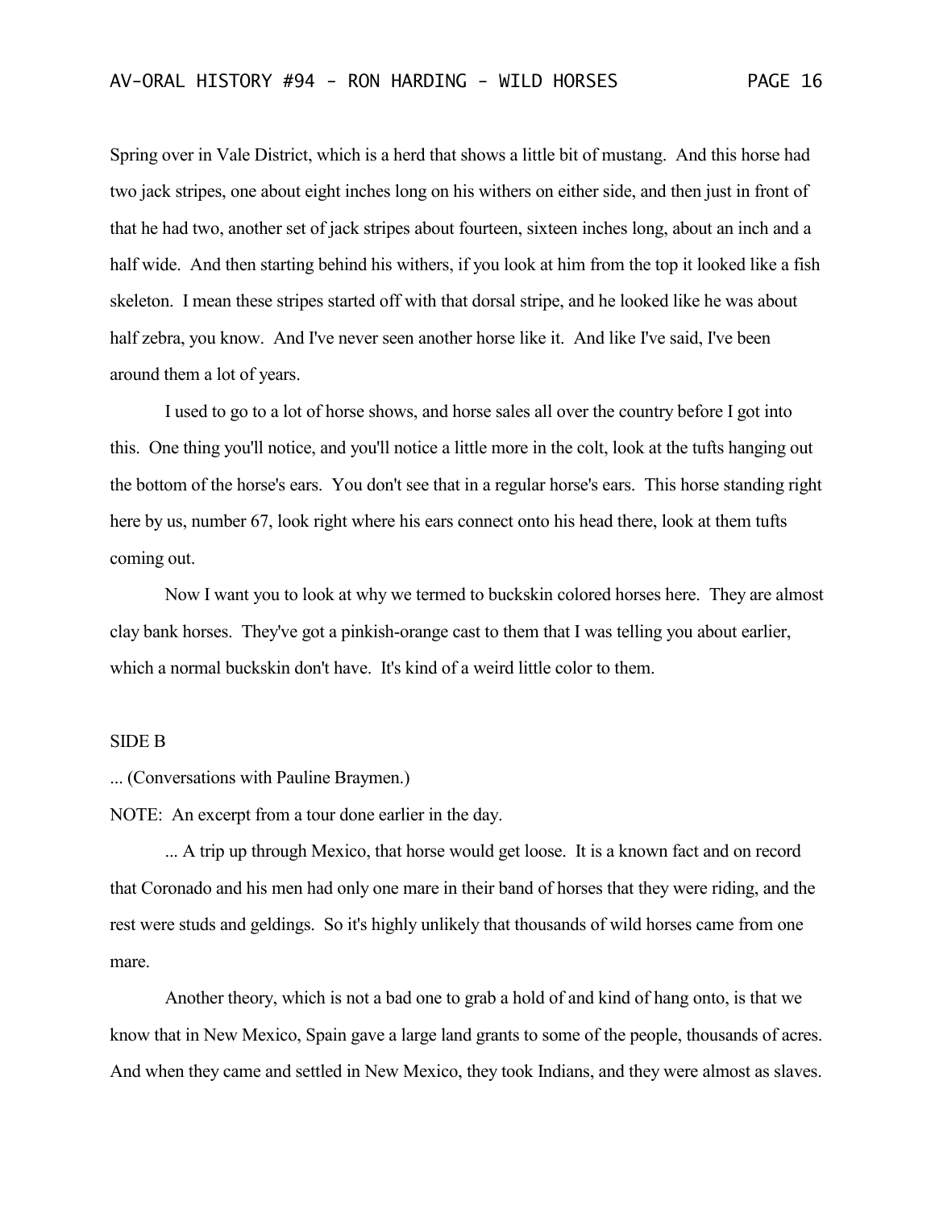Spring over in Vale District, which is a herd that shows a little bit of mustang. And this horse had two jack stripes, one about eight inches long on his withers on either side, and then just in front of that he had two, another set of jack stripes about fourteen, sixteen inches long, about an inch and a half wide. And then starting behind his withers, if you look at him from the top it looked like a fish skeleton. I mean these stripes started off with that dorsal stripe, and he looked like he was about half zebra, you know. And I've never seen another horse like it. And like I've said, I've been around them a lot of years.

I used to go to a lot of horse shows, and horse sales all over the country before I got into this. One thing you'll notice, and you'll notice a little more in the colt, look at the tufts hanging out the bottom of the horse's ears. You don't see that in a regular horse's ears. This horse standing right here by us, number 67, look right where his ears connect onto his head there, look at them tufts coming out.

Now I want you to look at why we termed to buckskin colored horses here. They are almost clay bank horses. They've got a pinkish-orange cast to them that I was telling you about earlier, which a normal buckskin don't have. It's kind of a weird little color to them.

SIDE B

... (Conversations with Pauline Braymen.)

NOTE: An excerpt from a tour done earlier in the day.

... A trip up through Mexico, that horse would get loose. It is a known fact and on record that Coronado and his men had only one mare in their band of horses that they were riding, and the rest were studs and geldings. So it's highly unlikely that thousands of wild horses came from one mare.

Another theory, which is not a bad one to grab a hold of and kind of hang onto, is that we know that in New Mexico, Spain gave a large land grants to some of the people, thousands of acres. And when they came and settled in New Mexico, they took Indians, and they were almost as slaves.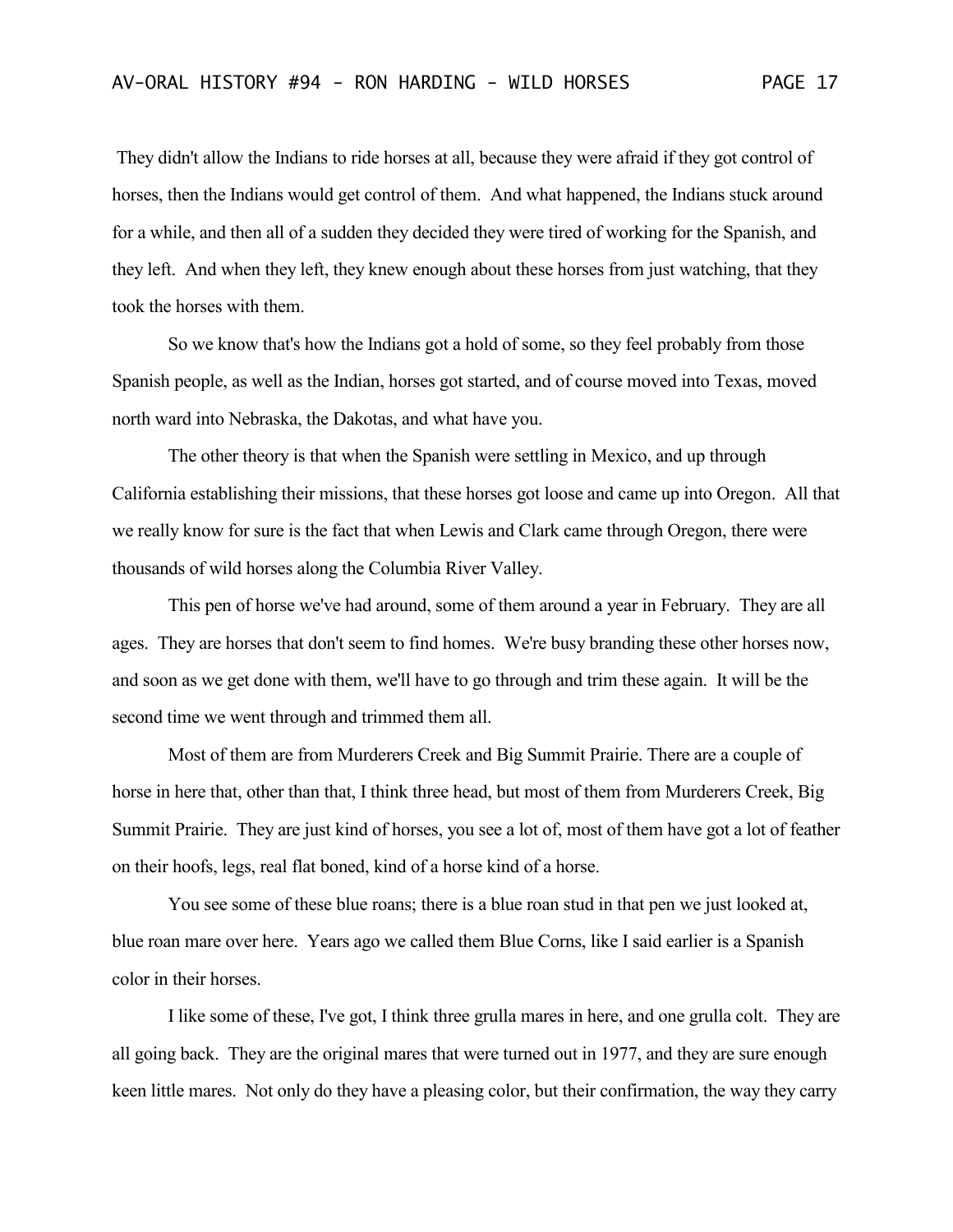They didn't allow the Indians to ride horses at all, because they were afraid if they got control of horses, then the Indians would get control of them. And what happened, the Indians stuck around for a while, and then all of a sudden they decided they were tired of working for the Spanish, and they left. And when they left, they knew enough about these horses from just watching, that they took the horses with them.

So we know that's how the Indians got a hold of some, so they feel probably from those Spanish people, as well as the Indian, horses got started, and of course moved into Texas, moved north ward into Nebraska, the Dakotas, and what have you.

The other theory is that when the Spanish were settling in Mexico, and up through California establishing their missions, that these horses got loose and came up into Oregon. All that we really know for sure is the fact that when Lewis and Clark came through Oregon, there were thousands of wild horses along the Columbia River Valley.

This pen of horse we've had around, some of them around a year in February. They are all ages. They are horses that don't seem to find homes. We're busy branding these other horses now, and soon as we get done with them, we'll have to go through and trim these again. It will be the second time we went through and trimmed them all.

Most of them are from Murderers Creek and Big Summit Prairie. There are a couple of horse in here that, other than that, I think three head, but most of them from Murderers Creek, Big Summit Prairie. They are just kind of horses, you see a lot of, most of them have got a lot of feather on their hoofs, legs, real flat boned, kind of a horse kind of a horse.

You see some of these blue roans; there is a blue roan stud in that pen we just looked at, blue roan mare over here. Years ago we called them Blue Corns, like I said earlier is a Spanish color in their horses.

I like some of these, I've got, I think three grulla mares in here, and one grulla colt. They are all going back. They are the original mares that were turned out in 1977, and they are sure enough keen little mares. Not only do they have a pleasing color, but their confirmation, the way they carry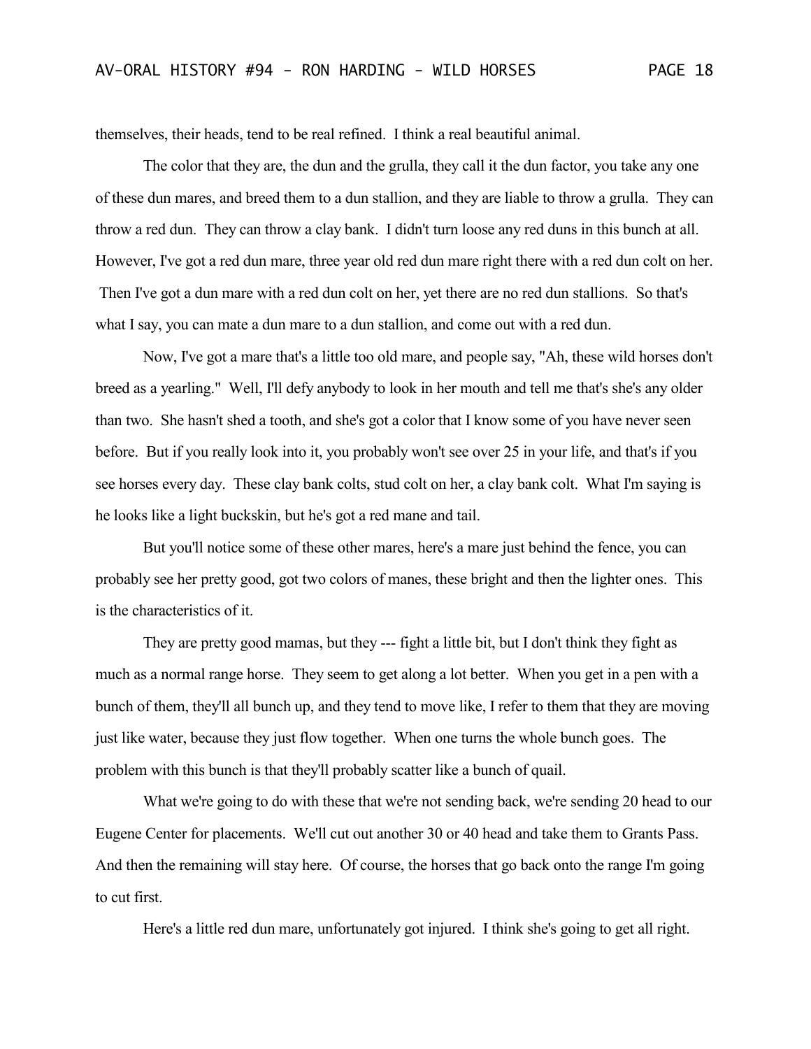themselves, their heads, tend to be real refined. I think a real beautiful animal.

The color that they are, the dun and the grulla, they call it the dun factor, you take any one of these dun mares, and breed them to a dun stallion, and they are liable to throw a grulla. They can throw a red dun. They can throw a clay bank. I didn't turn loose any red duns in this bunch at all. However, I've got a red dun mare, three year old red dun mare right there with a red dun colt on her. Then I've got a dun mare with a red dun colt on her, yet there are no red dun stallions. So that's what I say, you can mate a dun mare to a dun stallion, and come out with a red dun.

Now, I've got a mare that's a little too old mare, and people say, "Ah, these wild horses don't breed as a yearling." Well, I'll defy anybody to look in her mouth and tell me that's she's any older than two. She hasn't shed a tooth, and she's got a color that I know some of you have never seen before. But if you really look into it, you probably won't see over 25 in your life, and that's if you see horses every day. These clay bank colts, stud colt on her, a clay bank colt. What I'm saying is he looks like a light buckskin, but he's got a red mane and tail.

But you'll notice some of these other mares, here's a mare just behind the fence, you can probably see her pretty good, got two colors of manes, these bright and then the lighter ones. This is the characteristics of it.

They are pretty good mamas, but they --- fight a little bit, but I don't think they fight as much as a normal range horse. They seem to get along a lot better. When you get in a pen with a bunch of them, they'll all bunch up, and they tend to move like, I refer to them that they are moving just like water, because they just flow together. When one turns the whole bunch goes. The problem with this bunch is that they'll probably scatter like a bunch of quail.

What we're going to do with these that we're not sending back, we're sending 20 head to our Eugene Center for placements. We'll cut out another 30 or 40 head and take them to Grants Pass. And then the remaining will stay here. Of course, the horses that go back onto the range I'm going to cut first.

Here's a little red dun mare, unfortunately got injured. I think she's going to get all right.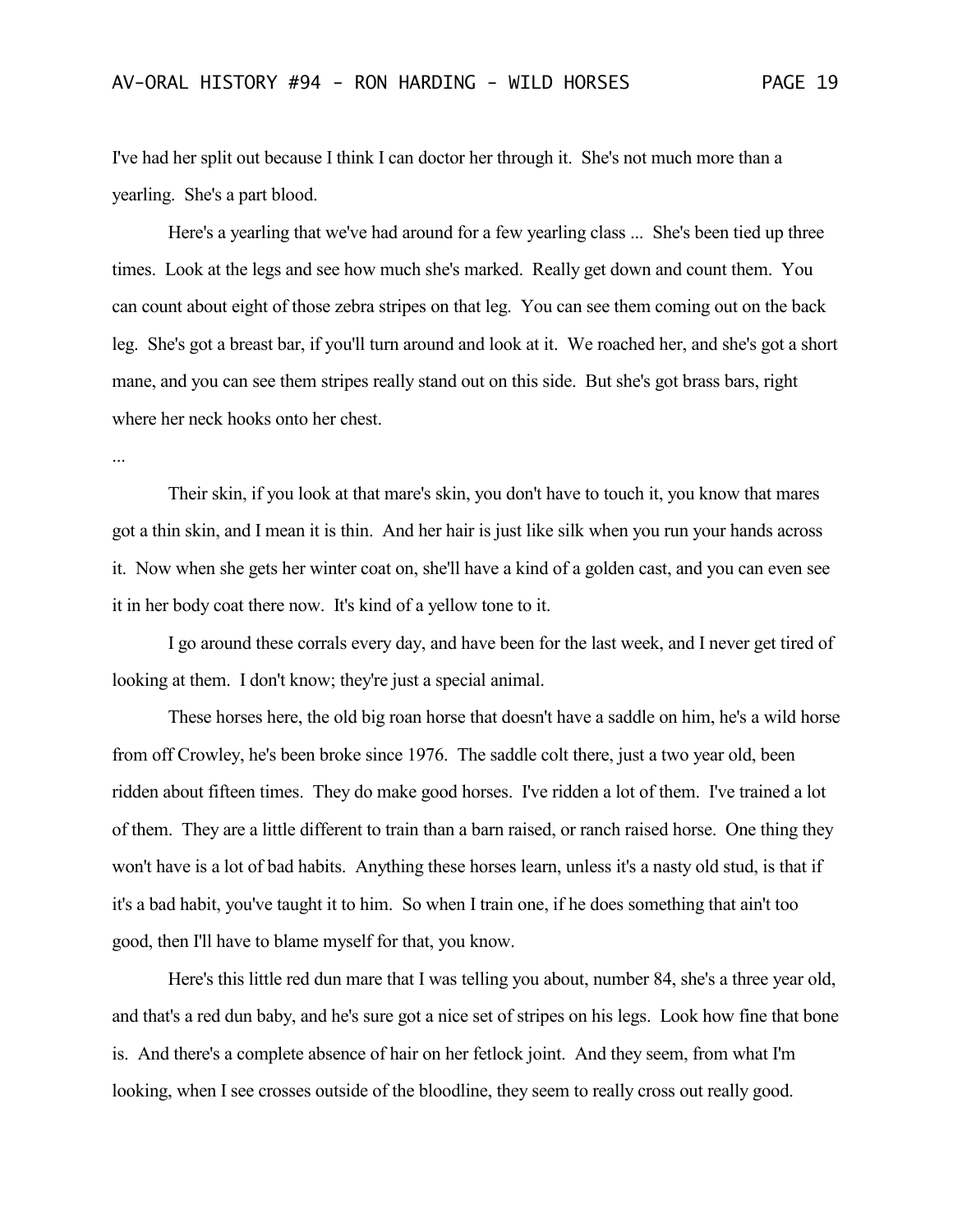I've had her split out because I think I can doctor her through it. She's not much more than a yearling. She's a part blood.

Here's a yearling that we've had around for a few yearling class ... She's been tied up three times. Look at the legs and see how much she's marked. Really get down and count them. You can count about eight of those zebra stripes on that leg. You can see them coming out on the back leg. She's got a breast bar, if you'll turn around and look at it. We roached her, and she's got a short mane, and you can see them stripes really stand out on this side. But she's got brass bars, right where her neck hooks onto her chest.

...

Their skin, if you look at that mare's skin, you don't have to touch it, you know that mares got a thin skin, and I mean it is thin. And her hair is just like silk when you run your hands across it. Now when she gets her winter coat on, she'll have a kind of a golden cast, and you can even see it in her body coat there now. It's kind of a yellow tone to it.

I go around these corrals every day, and have been for the last week, and I never get tired of looking at them. I don't know; they're just a special animal.

These horses here, the old big roan horse that doesn't have a saddle on him, he's a wild horse from off Crowley, he's been broke since 1976. The saddle colt there, just a two year old, been ridden about fifteen times. They do make good horses. I've ridden a lot of them. I've trained a lot of them. They are a little different to train than a barn raised, or ranch raised horse. One thing they won't have is a lot of bad habits. Anything these horses learn, unless it's a nasty old stud, is that if it's a bad habit, you've taught it to him. So when I train one, if he does something that ain't too good, then I'll have to blame myself for that, you know.

Here's this little red dun mare that I was telling you about, number 84, she's a three year old, and that's a red dun baby, and he's sure got a nice set of stripes on his legs. Look how fine that bone is. And there's a complete absence of hair on her fetlock joint. And they seem, from what I'm looking, when I see crosses outside of the bloodline, they seem to really cross out really good.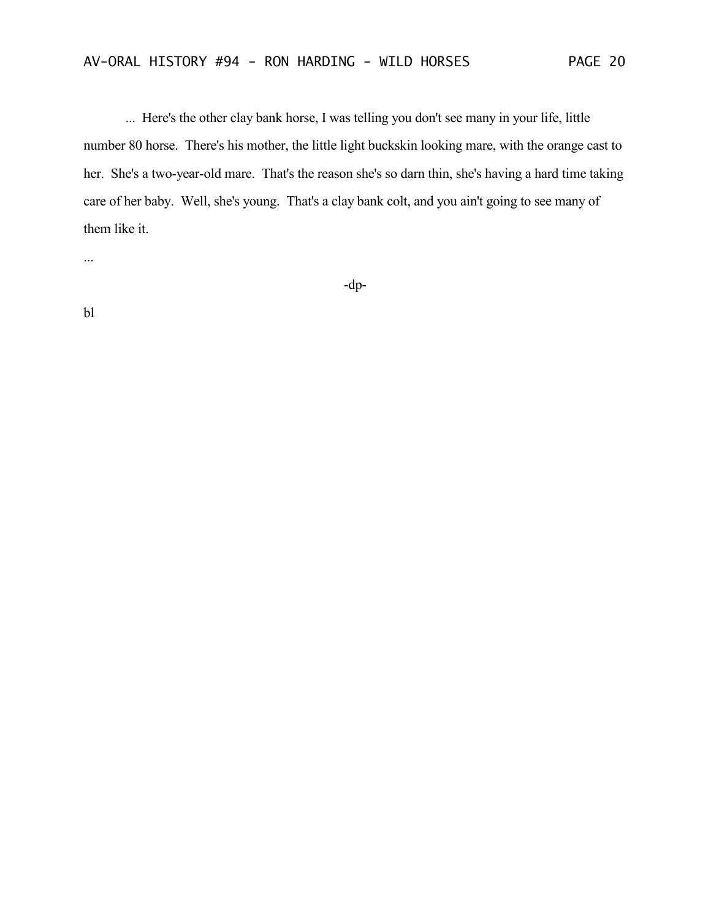... Here's the other clay bank horse, I was telling you don't see many in your life, little number 80 horse. There's his mother, the little light buckskin looking mare, with the orange cast to her. She's a two-year-old mare. That's the reason she's so darn thin, she's having a hard time taking care of her baby. Well, she's young. That's a clay bank colt, and you ain't going to see many of them like it.

...

-dp-

bl